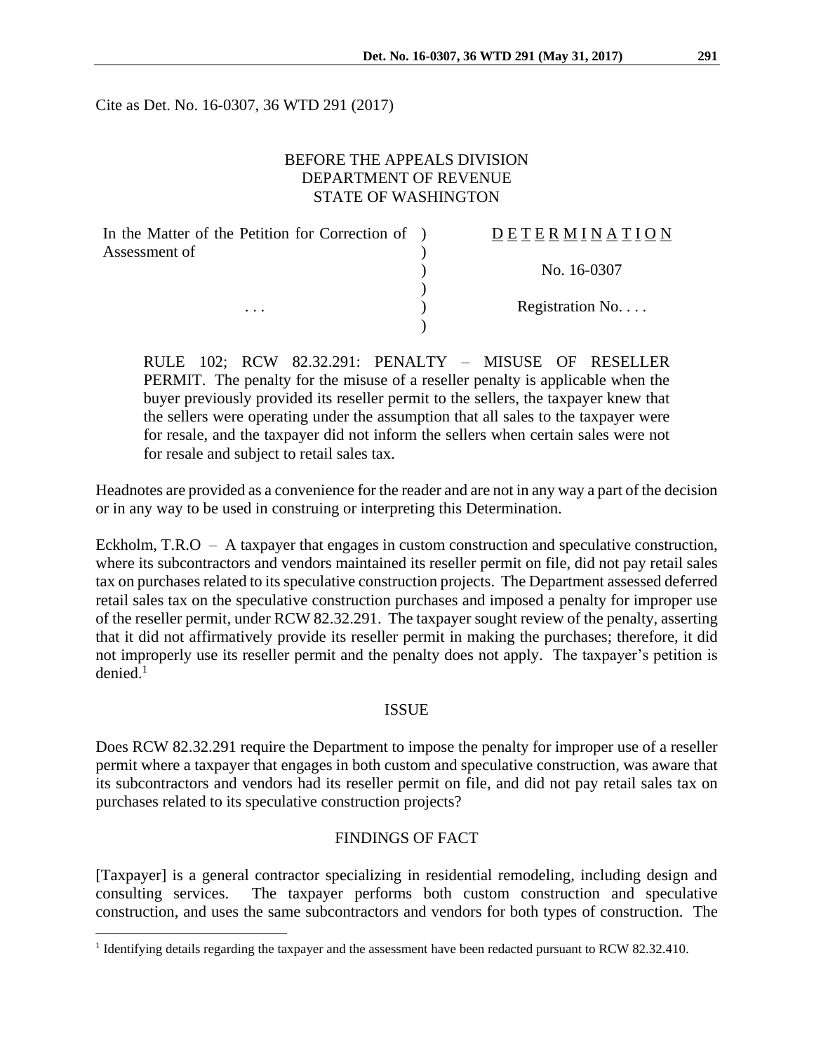Cite as Det. No. 16-0307, 36 WTD 291 (2017)

BEFORE THE APPEALS DIVISION
DEPARTMENT OF REVENUE
STATE OF WASHINGTON

| In the Matter of the Petition for Correction of Assessment of | ) | D E T E R M I N A T I O N |
|---|---|---|
| | ) | No. 16-0307 |
| . . . | ) | Registration No. . . . |

RULE 102; RCW 82.32.291: PENALTY – MISUSE OF RESELLER PERMIT. The penalty for the misuse of a reseller penalty is applicable when the buyer previously provided its reseller permit to the sellers, the taxpayer knew that the sellers were operating under the assumption that all sales to the taxpayer were for resale, and the taxpayer did not inform the sellers when certain sales were not for resale and subject to retail sales tax.

Headnotes are provided as a convenience for the reader and are not in any way a part of the decision or in any way to be used in construing or interpreting this Determination.

Eckholm, T.R.O – A taxpayer that engages in custom construction and speculative construction, where its subcontractors and vendors maintained its reseller permit on file, did not pay retail sales tax on purchases related to its speculative construction projects. The Department assessed deferred retail sales tax on the speculative construction purchases and imposed a penalty for improper use of the reseller permit, under RCW 82.32.291. The taxpayer sought review of the penalty, asserting that it did not affirmatively provide its reseller permit in making the purchases; therefore, it did not improperly use its reseller permit and the penalty does not apply. The taxpayer's petition is denied.[1]

## ISSUE

Does RCW 82.32.291 require the Department to impose the penalty for improper use of a reseller permit where a taxpayer that engages in both custom and speculative construction, was aware that its subcontractors and vendors had its reseller permit on file, and did not pay retail sales tax on purchases related to its speculative construction projects?

## FINDINGS OF FACT

[Taxpayer] is a general contractor specializing in residential remodeling, including design and consulting services. The taxpayer performs both custom construction and speculative construction, and uses the same subcontractors and vendors for both types of construction. The

[1] Identifying details regarding the taxpayer and the assessment have been redacted pursuant to RCW 82.32.410.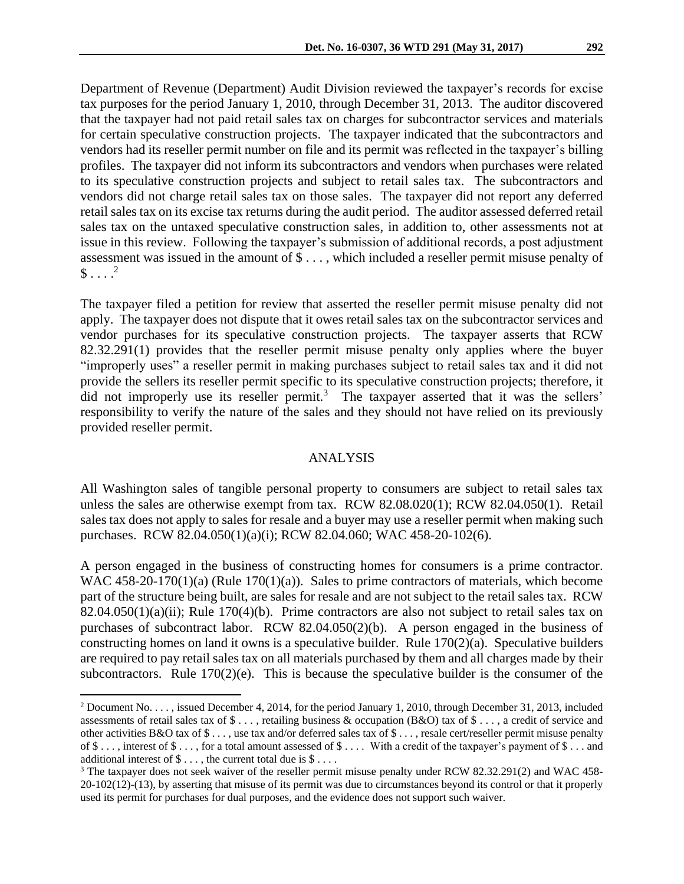Department of Revenue (Department) Audit Division reviewed the taxpayer's records for excise tax purposes for the period January 1, 2010, through December 31, 2013. The auditor discovered that the taxpayer had not paid retail sales tax on charges for subcontractor services and materials for certain speculative construction projects. The taxpayer indicated that the subcontractors and vendors had its reseller permit number on file and its permit was reflected in the taxpayer's billing profiles. The taxpayer did not inform its subcontractors and vendors when purchases were related to its speculative construction projects and subject to retail sales tax. The subcontractors and vendors did not charge retail sales tax on those sales. The taxpayer did not report any deferred retail sales tax on its excise tax returns during the audit period. The auditor assessed deferred retail sales tax on the untaxed speculative construction sales, in addition to, other assessments not at issue in this review. Following the taxpayer's submission of additional records, a post adjustment assessment was issued in the amount of $ . . . , which included a reseller permit misuse penalty of $ . . . .[2]

The taxpayer filed a petition for review that asserted the reseller permit misuse penalty did not apply. The taxpayer does not dispute that it owes retail sales tax on the subcontractor services and vendor purchases for its speculative construction projects. The taxpayer asserts that RCW 82.32.291(1) provides that the reseller permit misuse penalty only applies where the buyer "improperly uses" a reseller permit in making purchases subject to retail sales tax and it did not provide the sellers its reseller permit specific to its speculative construction projects; therefore, it did not improperly use its reseller permit.[3] The taxpayer asserted that it was the sellers' responsibility to verify the nature of the sales and they should not have relied on its previously provided reseller permit.

## ANALYSIS

All Washington sales of tangible personal property to consumers are subject to retail sales tax unless the sales are otherwise exempt from tax. RCW 82.08.020(1); RCW 82.04.050(1). Retail sales tax does not apply to sales for resale and a buyer may use a reseller permit when making such purchases. RCW 82.04.050(1)(a)(i); RCW 82.04.060; WAC 458-20-102(6).

A person engaged in the business of constructing homes for consumers is a prime contractor. WAC 458-20-170(1)(a) (Rule 170(1)(a)). Sales to prime contractors of materials, which become part of the structure being built, are sales for resale and are not subject to the retail sales tax. RCW 82.04.050(1)(a)(ii); Rule 170(4)(b). Prime contractors are also not subject to retail sales tax on purchases of subcontract labor. RCW 82.04.050(2)(b). A person engaged in the business of constructing homes on land it owns is a speculative builder. Rule 170(2)(a). Speculative builders are required to pay retail sales tax on all materials purchased by them and all charges made by their subcontractors. Rule 170(2)(e). This is because the speculative builder is the consumer of the

---

[2] Document No. . . . , issued December 4, 2014, for the period January 1, 2010, through December 31, 2013, included assessments of retail sales tax of $ . . . , retailing business & occupation (B&O) tax of $ . . . , a credit of service and other activities B&O tax of $ . . . , use tax and/or deferred sales tax of $ . . . , resale cert/reseller permit misuse penalty of $ . . . , interest of $ . . . , for a total amount assessed of $ . . . . With a credit of the taxpayer's payment of $ . . . and additional interest of $ . . . , the current total due is $ . . . .

[3] The taxpayer does not seek waiver of the reseller permit misuse penalty under RCW 82.32.291(2) and WAC 458-20-102(12)-(13), by asserting that misuse of its permit was due to circumstances beyond its control or that it properly used its permit for purchases for dual purposes, and the evidence does not support such waiver.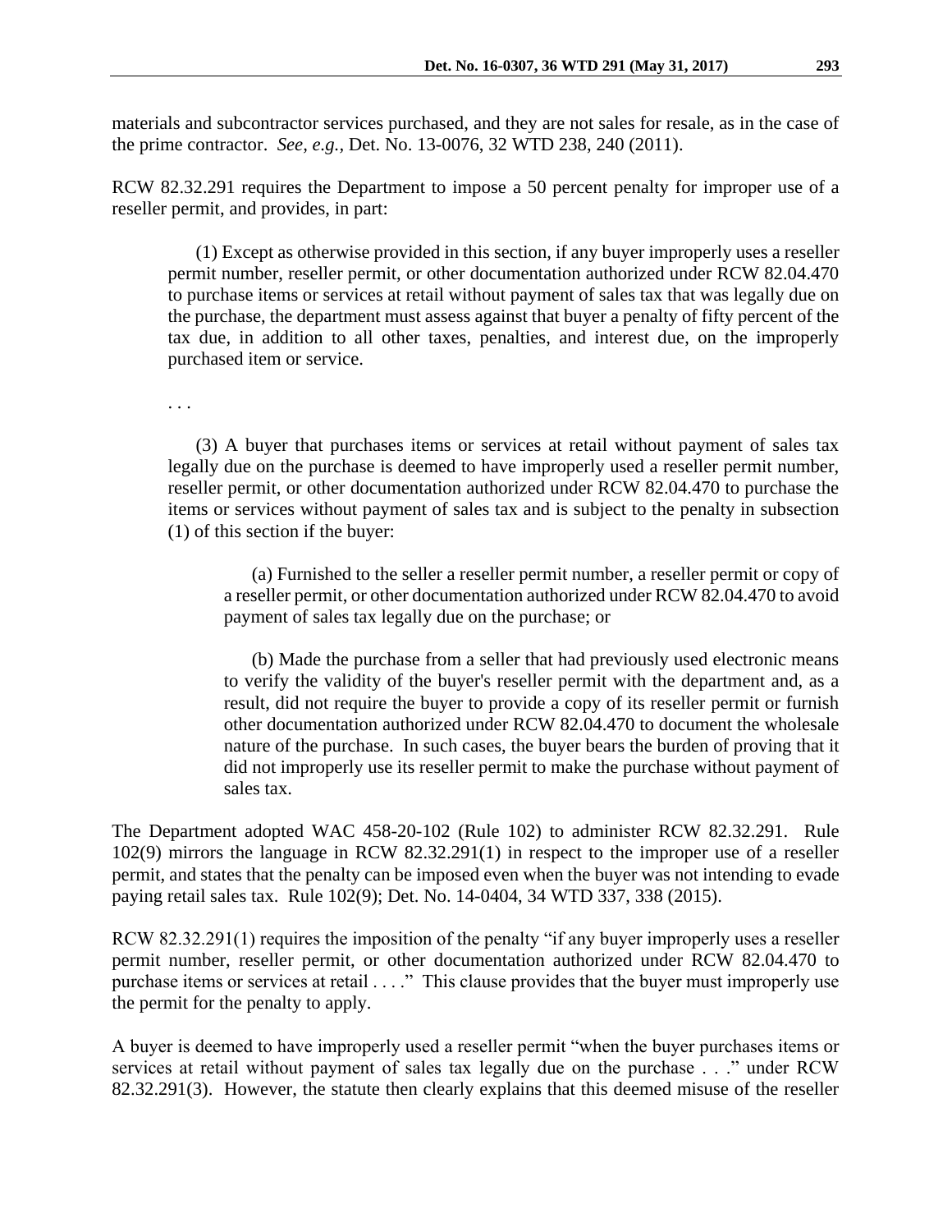materials and subcontractor services purchased, and they are not sales for resale, as in the case of the prime contractor. *See, e.g.*, Det. No. 13-0076, 32 WTD 238, 240 (2011).

RCW 82.32.291 requires the Department to impose a 50 percent penalty for improper use of a reseller permit, and provides, in part:

> (1) Except as otherwise provided in this section, if any buyer improperly uses a reseller permit number, reseller permit, or other documentation authorized under RCW 82.04.470 to purchase items or services at retail without payment of sales tax that was legally due on the purchase, the department must assess against that buyer a penalty of fifty percent of the tax due, in addition to all other taxes, penalties, and interest due, on the improperly purchased item or service.
>
> . . .
>
> (3) A buyer that purchases items or services at retail without payment of sales tax legally due on the purchase is deemed to have improperly used a reseller permit number, reseller permit, or other documentation authorized under RCW 82.04.470 to purchase the items or services without payment of sales tax and is subject to the penalty in subsection (1) of this section if the buyer:
>
> > (a) Furnished to the seller a reseller permit number, a reseller permit or copy of a reseller permit, or other documentation authorized under RCW 82.04.470 to avoid payment of sales tax legally due on the purchase; or
> >
> > (b) Made the purchase from a seller that had previously used electronic means to verify the validity of the buyer's reseller permit with the department and, as a result, did not require the buyer to provide a copy of its reseller permit or furnish other documentation authorized under RCW 82.04.470 to document the wholesale nature of the purchase. In such cases, the buyer bears the burden of proving that it did not improperly use its reseller permit to make the purchase without payment of sales tax.

The Department adopted WAC 458-20-102 (Rule 102) to administer RCW 82.32.291. Rule 102(9) mirrors the language in RCW 82.32.291(1) in respect to the improper use of a reseller permit, and states that the penalty can be imposed even when the buyer was not intending to evade paying retail sales tax. Rule 102(9); Det. No. 14-0404, 34 WTD 337, 338 (2015).

RCW 82.32.291(1) requires the imposition of the penalty "if any buyer improperly uses a reseller permit number, reseller permit, or other documentation authorized under RCW 82.04.470 to purchase items or services at retail . . . ." This clause provides that the buyer must improperly use the permit for the penalty to apply.

A buyer is deemed to have improperly used a reseller permit "when the buyer purchases items or services at retail without payment of sales tax legally due on the purchase . . ." under RCW 82.32.291(3). However, the statute then clearly explains that this deemed misuse of the reseller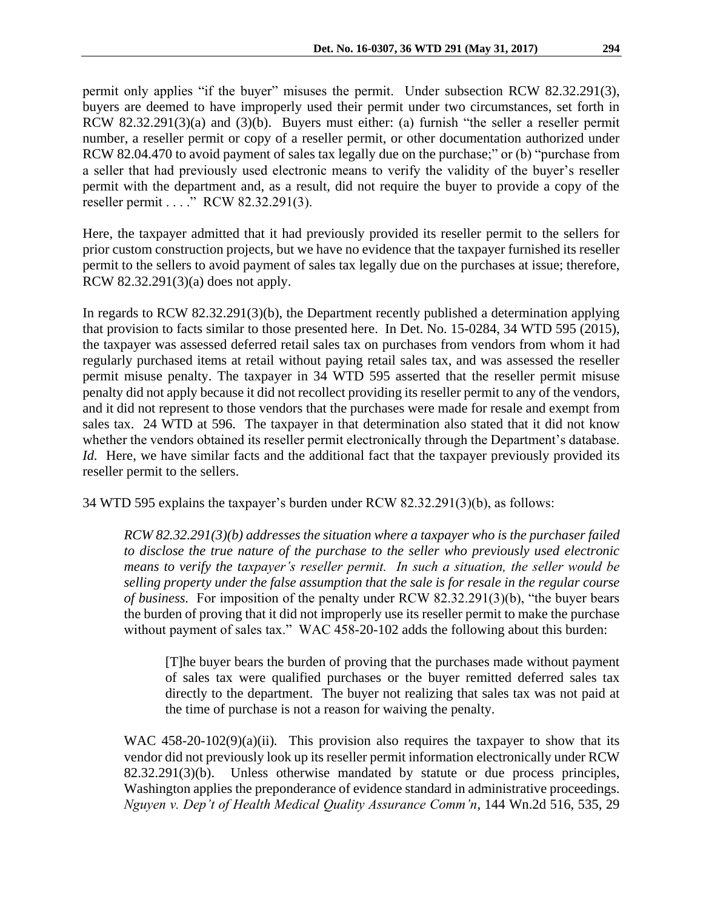permit only applies "if the buyer" misuses the permit. Under subsection RCW 82.32.291(3), buyers are deemed to have improperly used their permit under two circumstances, set forth in RCW 82.32.291(3)(a) and (3)(b). Buyers must either: (a) furnish "the seller a reseller permit number, a reseller permit or copy of a reseller permit, or other documentation authorized under RCW 82.04.470 to avoid payment of sales tax legally due on the purchase;" or (b) "purchase from a seller that had previously used electronic means to verify the validity of the buyer's reseller permit with the department and, as a result, did not require the buyer to provide a copy of the reseller permit . . . ." RCW 82.32.291(3).

Here, the taxpayer admitted that it had previously provided its reseller permit to the sellers for prior custom construction projects, but we have no evidence that the taxpayer furnished its reseller permit to the sellers to avoid payment of sales tax legally due on the purchases at issue; therefore, RCW 82.32.291(3)(a) does not apply.

In regards to RCW 82.32.291(3)(b), the Department recently published a determination applying that provision to facts similar to those presented here. In Det. No. 15-0284, 34 WTD 595 (2015), the taxpayer was assessed deferred retail sales tax on purchases from vendors from whom it had regularly purchased items at retail without paying retail sales tax, and was assessed the reseller permit misuse penalty. The taxpayer in 34 WTD 595 asserted that the reseller permit misuse penalty did not apply because it did not recollect providing its reseller permit to any of the vendors, and it did not represent to those vendors that the purchases were made for resale and exempt from sales tax. 24 WTD at 596. The taxpayer in that determination also stated that it did not know whether the vendors obtained its reseller permit electronically through the Department's database. *Id.* Here, we have similar facts and the additional fact that the taxpayer previously provided its reseller permit to the sellers.

34 WTD 595 explains the taxpayer's burden under RCW 82.32.291(3)(b), as follows:

> *RCW 82.32.291(3)(b) addresses the situation where a taxpayer who is the purchaser failed to disclose the true nature of the purchase to the seller who previously used electronic means to verify the taxpayer's reseller permit. In such a situation, the seller would be selling property under the false assumption that the sale is for resale in the regular course of business.* For imposition of the penalty under RCW 82.32.291(3)(b), "the buyer bears the burden of proving that it did not improperly use its reseller permit to make the purchase without payment of sales tax." WAC 458-20-102 adds the following about this burden:
>
> > [T]he buyer bears the burden of proving that the purchases made without payment of sales tax were qualified purchases or the buyer remitted deferred sales tax directly to the department. The buyer not realizing that sales tax was not paid at the time of purchase is not a reason for waiving the penalty.
>
> WAC 458-20-102(9)(a)(ii). This provision also requires the taxpayer to show that its vendor did not previously look up its reseller permit information electronically under RCW 82.32.291(3)(b). Unless otherwise mandated by statute or due process principles, Washington applies the preponderance of evidence standard in administrative proceedings. *Nguyen v. Dep't of Health Medical Quality Assurance Comm'n*, 144 Wn.2d 516, 535, 29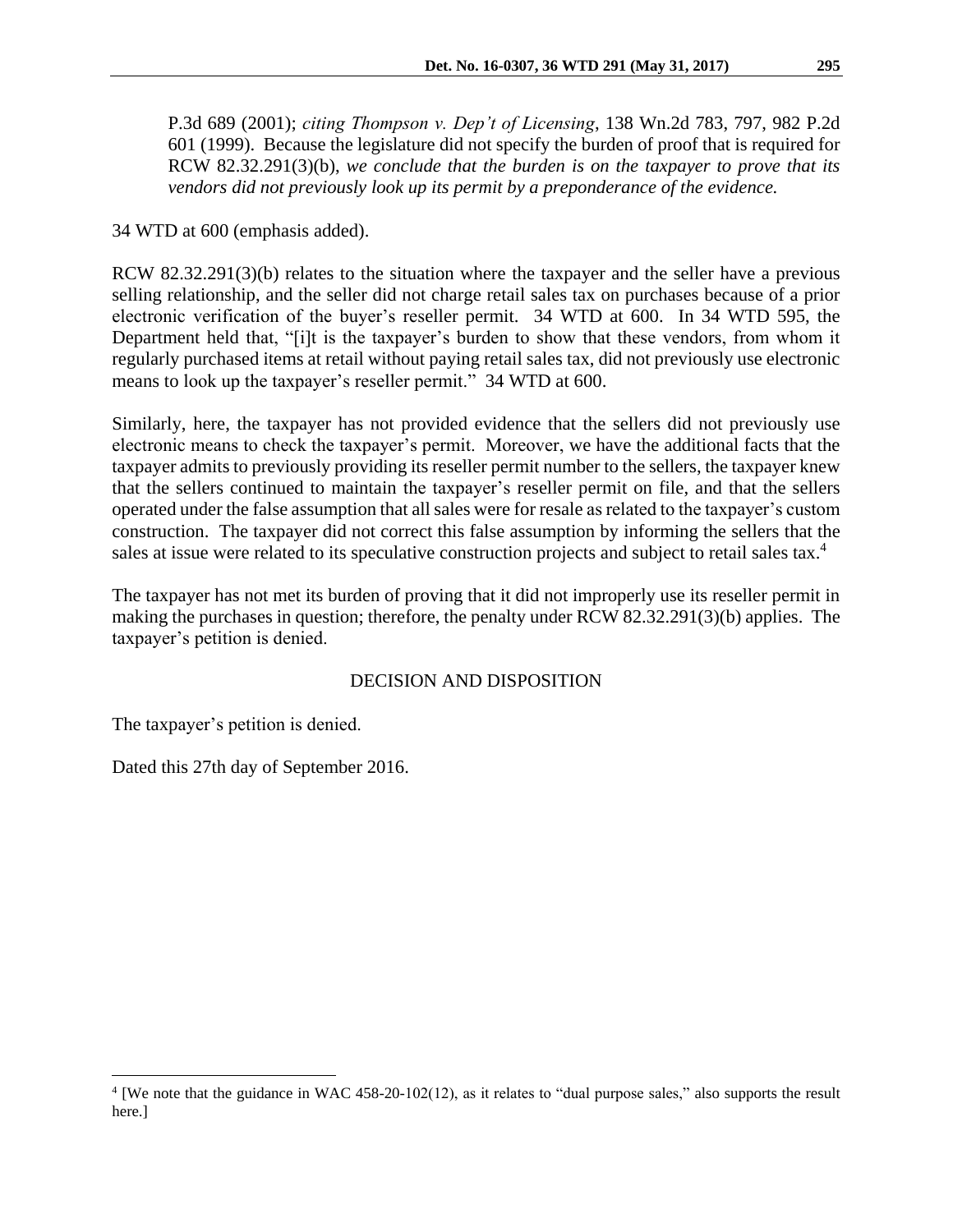P.3d 689 (2001); *citing Thompson v. Dep't of Licensing*, 138 Wn.2d 783, 797, 982 P.2d 601 (1999). Because the legislature did not specify the burden of proof that is required for RCW 82.32.291(3)(b), *we conclude that the burden is on the taxpayer to prove that its vendors did not previously look up its permit by a preponderance of the evidence.*

34 WTD at 600 (emphasis added).

RCW 82.32.291(3)(b) relates to the situation where the taxpayer and the seller have a previous selling relationship, and the seller did not charge retail sales tax on purchases because of a prior electronic verification of the buyer's reseller permit. 34 WTD at 600. In 34 WTD 595, the Department held that, "[i]t is the taxpayer's burden to show that these vendors, from whom it regularly purchased items at retail without paying retail sales tax, did not previously use electronic means to look up the taxpayer's reseller permit." 34 WTD at 600.

Similarly, here, the taxpayer has not provided evidence that the sellers did not previously use electronic means to check the taxpayer's permit. Moreover, we have the additional facts that the taxpayer admits to previously providing its reseller permit number to the sellers, the taxpayer knew that the sellers continued to maintain the taxpayer's reseller permit on file, and that the sellers operated under the false assumption that all sales were for resale as related to the taxpayer's custom construction. The taxpayer did not correct this false assumption by informing the sellers that the sales at issue were related to its speculative construction projects and subject to retail sales tax.[4]

The taxpayer has not met its burden of proving that it did not improperly use its reseller permit in making the purchases in question; therefore, the penalty under RCW 82.32.291(3)(b) applies. The taxpayer's petition is denied.

## DECISION AND DISPOSITION

The taxpayer's petition is denied.

Dated this 27th day of September 2016.

---

[4] [We note that the guidance in WAC 458-20-102(12), as it relates to "dual purpose sales," also supports the result here.]